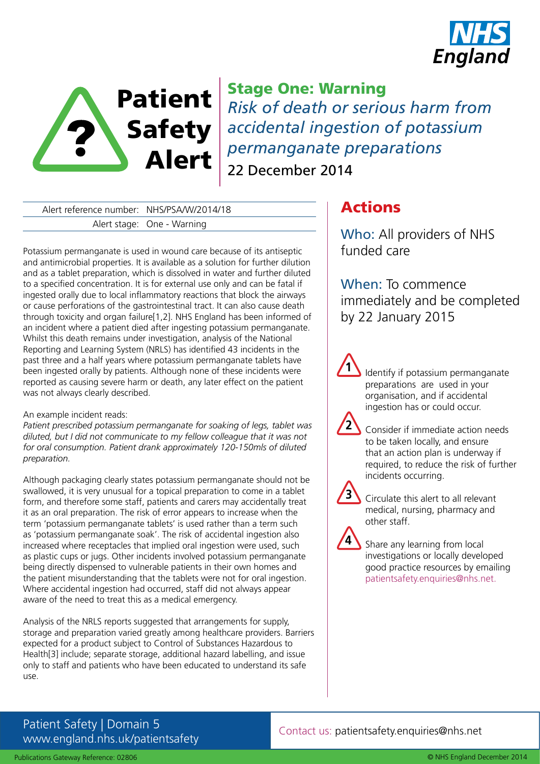# Patient Safety Alert

## Stage One: Warning

*Risk of death or serious harm from accidental ingestion of potassium permanganate preparations*

22 December 2014

| | |
|---|---|
| Alert reference number: | NHS/PSA/W/2014/18 |
| Alert stage: | One - Warning |

Potassium permanganate is used in wound care because of its antiseptic and antimicrobial properties. It is available as a solution for further dilution and as a tablet preparation, which is dissolved in water and further diluted to a specified concentration. It is for external use only and can be fatal if ingested orally due to local inflammatory reactions that block the airways or cause perforations of the gastrointestinal tract. It can also cause death through toxicity and organ failure[1,2]. NHS England has been informed of an incident where a patient died after ingesting potassium permanganate. Whilst this death remains under investigation, analysis of the National Reporting and Learning System (NRLS) has identified 43 incidents in the past three and a half years where potassium permanganate tablets have been ingested orally by patients. Although none of these incidents were reported as causing severe harm or death, any later effect on the patient was not always clearly described.

An example incident reads:

*Patient prescribed potassium permanganate for soaking of legs, tablet was diluted, but I did not communicate to my fellow colleague that it was not for oral consumption. Patient drank approximately 120-150mls of diluted preparation.*

Although packaging clearly states potassium permanganate should not be swallowed, it is very unusual for a topical preparation to come in a tablet form, and therefore some staff, patients and carers may accidentally treat it as an oral preparation. The risk of error appears to increase when the term 'potassium permanganate tablets' is used rather than a term such as 'potassium permanganate soak'. The risk of accidental ingestion also increased where receptacles that implied oral ingestion were used, such as plastic cups or jugs. Other incidents involved potassium permanganate being directly dispensed to vulnerable patients in their own homes and the patient misunderstanding that the tablets were not for oral ingestion. Where accidental ingestion had occurred, staff did not always appear aware of the need to treat this as a medical emergency.

Analysis of the NRLS reports suggested that arrangements for supply, storage and preparation varied greatly among healthcare providers. Barriers expected for a product subject to Control of Substances Hazardous to Health[3] include; separate storage, additional hazard labelling, and issue only to staff and patients who have been educated to understand its safe use.

## Actions

**Who:** All providers of NHS funded care

**When:** To commence immediately and be completed by 22 January 2015

1. Identify if potassium permanganate preparations are used in your organisation, and if accidental ingestion has or could occur.
2. Consider if immediate action needs to be taken locally, and ensure that an action plan is underway if required, to reduce the risk of further incidents occurring.
3. Circulate this alert to all relevant medical, nursing, pharmacy and other staff.
4. Share any learning from local investigations or locally developed good practice resources by emailing patientsafety.enquiries@nhs.net.

Patient Safety | Domain 5
www.england.nhs.uk/patientsafety

Contact us: patientsafety.enquiries@nhs.net

Publications Gateway Reference: 02806

© NHS England December 2014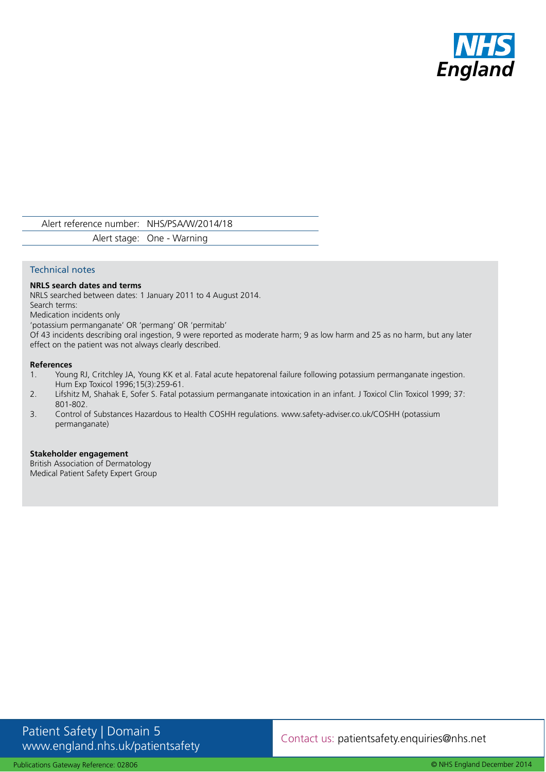| | |
|---|---|
| Alert reference number: | NHS/PSA/W/2014/18 |
| Alert stage: | One - Warning |

## Technical notes

**NRLS search dates and terms**

NRLS searched between dates: 1 January 2011 to 4 August 2014.
Search terms:
Medication incidents only
'potassium permanganate' OR 'permang' OR 'permitab'
Of 43 incidents describing oral ingestion, 9 were reported as moderate harm; 9 as low harm and 25 as no harm, but any later effect on the patient was not always clearly described.

**References**

1. Young RJ, Critchley JA, Young KK et al. Fatal acute hepatorenal failure following potassium permanganate ingestion. Hum Exp Toxicol 1996;15(3):259-61.
2. Lifshitz M, Shahak E, Sofer S. Fatal potassium permanganate intoxication in an infant. J Toxicol Clin Toxicol 1999; 37: 801-802.
3. Control of Substances Hazardous to Health COSHH regulations. www.safety-adviser.co.uk/COSHH (potassium permanganate)

**Stakeholder engagement**

British Association of Dermatology
Medical Patient Safety Expert Group

Patient Safety | Domain 5
www.england.nhs.uk/patientsafety

Contact us: patientsafety.enquiries@nhs.net

Publications Gateway Reference: 02806

© NHS England December 2014